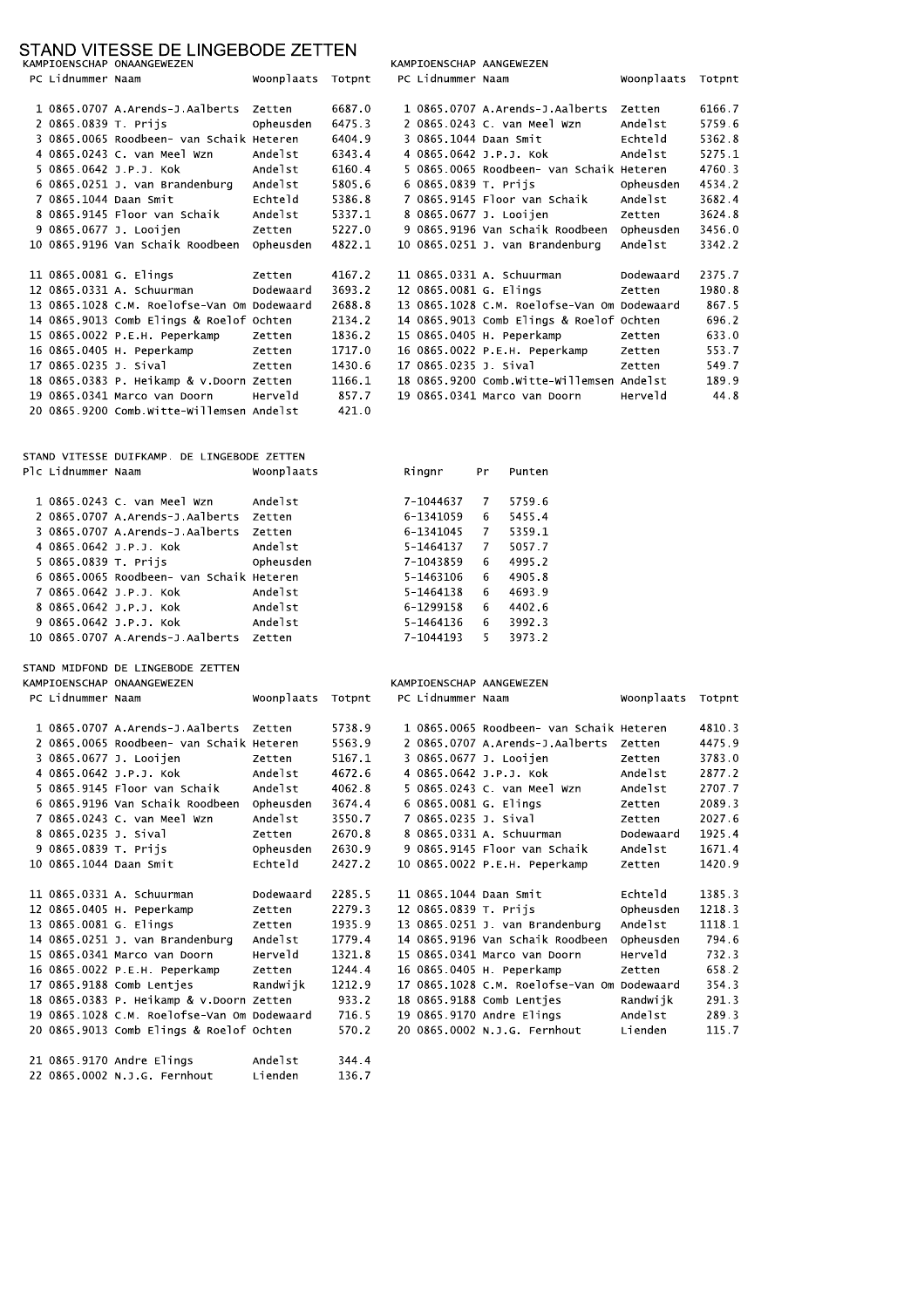# STAND VITESSE DE LINGEBODE ZETTEN

### KAMPIOENSCHAP ONAANGEWEZEN

| PC | Lidnummer | Naam | Woonplaats | Totpnt |
|---|---|---|---|---|
| 1 | 0865.0707 | A.Arends-J.Aalberts | Zetten | 6687.0 |
| 2 | 0865.0839 | T. Prijs | Opheusden | 6475.3 |
| 3 | 0865.0065 | Roodbeen- van Schaik | Heteren | 6404.9 |
| 4 | 0865.0243 | C. van Meel Wzn | Andelst | 6343.4 |
| 5 | 0865.0642 | J.P.J. Kok | Andelst | 6160.4 |
| 6 | 0865.0251 | J. van Brandenburg | Andelst | 5805.6 |
| 7 | 0865.1044 | Daan Smit | Echteld | 5386.8 |
| 8 | 0865.9145 | Floor van Schaik | Andelst | 5337.1 |
| 9 | 0865.0677 | J. Looijen | Zetten | 5227.0 |
| 10 | 0865.9196 | Van Schaik Roodbeen | Opheusden | 4822.1 |
| 11 | 0865.0081 | G. Elings | Zetten | 4167.2 |
| 12 | 0865.0331 | A. Schuurman | Dodewaard | 3693.2 |
| 13 | 0865.1028 | C.M. Roelofse-Van Om | Dodewaard | 2688.8 |
| 14 | 0865.9013 | Comb Elings & Roelof | Ochten | 2134.2 |
| 15 | 0865.0022 | P.E.H. Peperkamp | Zetten | 1836.2 |
| 16 | 0865.0405 | H. Peperkamp | Zetten | 1717.0 |
| 17 | 0865.0235 | J. Sival | Zetten | 1430.6 |
| 18 | 0865.0383 | P. Heikamp & v.Doorn | Zetten | 1166.1 |
| 19 | 0865.0341 | Marco van Doorn | Herveld | 857.7 |
| 20 | 0865.9200 | Comb.Witte-Willemsen | Andelst | 421.0 |

### KAMPIOENSCHAP AANGEWEZEN

| PC | Lidnummer | Naam | Woonplaats | Totpnt |
|---|---|---|---|---|
| 1 | 0865.0707 | A.Arends-J.Aalberts | Zetten | 6166.7 |
| 2 | 0865.0243 | C. van Meel Wzn | Andelst | 5759.6 |
| 3 | 0865.1044 | Daan Smit | Echteld | 5362.8 |
| 4 | 0865.0642 | J.P.J. Kok | Andelst | 5275.1 |
| 5 | 0865.0065 | Roodbeen- van Schaik | Heteren | 4760.3 |
| 6 | 0865.0839 | T. Prijs | Opheusden | 4534.2 |
| 7 | 0865.9145 | Floor van Schaik | Andelst | 3682.4 |
| 8 | 0865.0677 | J. Looijen | Zetten | 3624.8 |
| 9 | 0865.9196 | Van Schaik Roodbeen | Opheusden | 3456.0 |
| 10 | 0865.0251 | J. van Brandenburg | Andelst | 3342.2 |
| 11 | 0865.0331 | A. Schuurman | Dodewaard | 2375.7 |
| 12 | 0865.0081 | G. Elings | Zetten | 1980.8 |
| 13 | 0865.1028 | C.M. Roelofse-Van Om | Dodewaard | 867.5 |
| 14 | 0865.9013 | Comb Elings & Roelof | Ochten | 696.2 |
| 15 | 0865.0405 | H. Peperkamp | Zetten | 633.0 |
| 16 | 0865.0022 | P.E.H. Peperkamp | Zetten | 553.7 |
| 17 | 0865.0235 | J. Sival | Zetten | 549.7 |
| 18 | 0865.9200 | Comb.Witte-Willemsen | Andelst | 189.9 |
| 19 | 0865.0341 | Marco van Doorn | Herveld | 44.8 |

## STAND VITESSE DUIFKAMP. DE LINGEBODE ZETTEN

| Plc | Lidnummer | Naam | Woonplaats | Ringnr | Pr | Punten |
|---|---|---|---|---|---|---|
| 1 | 0865.0243 | C. van Meel Wzn | Andelst | 7-1044637 | 7 | 5759.6 |
| 2 | 0865.0707 | A.Arends-J.Aalberts | Zetten | 6-1341059 | 6 | 5455.4 |
| 3 | 0865.0707 | A.Arends-J.Aalberts | Zetten | 6-1341045 | 7 | 5359.1 |
| 4 | 0865.0642 | J.P.J. Kok | Andelst | 5-1464137 | 7 | 5057.7 |
| 5 | 0865.0839 | T. Prijs | Opheusden | 7-1043859 | 6 | 4995.2 |
| 6 | 0865.0065 | Roodbeen- van Schaik | Heteren | 5-1463106 | 6 | 4905.8 |
| 7 | 0865.0642 | J.P.J. Kok | Andelst | 5-1464138 | 6 | 4693.9 |
| 8 | 0865.0642 | J.P.J. Kok | Andelst | 6-1299158 | 6 | 4402.6 |
| 9 | 0865.0642 | J.P.J. Kok | Andelst | 5-1464136 | 6 | 3992.3 |
| 10 | 0865.0707 | A.Arends-J.Aalberts | Zetten | 7-1044193 | 5 | 3973.2 |

## STAND MIDFOND DE LINGEBODE ZETTEN

### KAMPIOENSCHAP ONAANGEWEZEN

| PC | Lidnummer | Naam | Woonplaats | Totpnt |
|---|---|---|---|---|
| 1 | 0865.0707 | A.Arends-J.Aalberts | Zetten | 5738.9 |
| 2 | 0865.0065 | Roodbeen- van Schaik | Heteren | 5563.9 |
| 3 | 0865.0677 | J. Looijen | Zetten | 5167.1 |
| 4 | 0865.0642 | J.P.J. Kok | Andelst | 4672.6 |
| 5 | 0865.9145 | Floor van Schaik | Andelst | 4062.8 |
| 6 | 0865.9196 | Van Schaik Roodbeen | Opheusden | 3674.4 |
| 7 | 0865.0243 | C. van Meel Wzn | Andelst | 3550.7 |
| 8 | 0865.0235 | J. Sival | Zetten | 2670.8 |
| 9 | 0865.0839 | T. Prijs | Opheusden | 2630.9 |
| 10 | 0865.1044 | Daan Smit | Echteld | 2427.2 |
| 11 | 0865.0331 | A. Schuurman | Dodewaard | 2285.5 |
| 12 | 0865.0405 | H. Peperkamp | Zetten | 2279.3 |
| 13 | 0865.0081 | G. Elings | Zetten | 1935.9 |
| 14 | 0865.0251 | J. van Brandenburg | Andelst | 1779.4 |
| 15 | 0865.0341 | Marco van Doorn | Herveld | 1321.8 |
| 16 | 0865.0022 | P.E.H. Peperkamp | Zetten | 1244.4 |
| 17 | 0865.9188 | Comb Lentjes | Randwijk | 1212.9 |
| 18 | 0865.0383 | P. Heikamp & v.Doorn | Zetten | 933.2 |
| 19 | 0865.1028 | C.M. Roelofse-Van Om | Dodewaard | 716.5 |
| 20 | 0865.9013 | Comb Elings & Roelof | Ochten | 570.2 |
| 21 | 0865.9170 | Andre Elings | Andelst | 344.4 |
| 22 | 0865.0002 | N.J.G. Fernhout | Lienden | 136.7 |

### KAMPIOENSCHAP AANGEWEZEN

| PC | Lidnummer | Naam | Woonplaats | Totpnt |
|---|---|---|---|---|
| 1 | 0865.0065 | Roodbeen- van Schaik | Heteren | 4810.3 |
| 2 | 0865.0707 | A.Arends-J.Aalberts | Zetten | 4475.9 |
| 3 | 0865.0677 | J. Looijen | Zetten | 3783.0 |
| 4 | 0865.0642 | J.P.J. Kok | Andelst | 2877.2 |
| 5 | 0865.0243 | C. van Meel Wzn | Andelst | 2707.7 |
| 6 | 0865.0081 | G. Elings | Zetten | 2089.3 |
| 7 | 0865.0235 | J. Sival | Zetten | 2027.6 |
| 8 | 0865.0331 | A. Schuurman | Dodewaard | 1925.4 |
| 9 | 0865.9145 | Floor van Schaik | Andelst | 1671.4 |
| 10 | 0865.0022 | P.E.H. Peperkamp | Zetten | 1420.9 |
| 11 | 0865.1044 | Daan Smit | Echteld | 1385.3 |
| 12 | 0865.0839 | T. Prijs | Opheusden | 1218.3 |
| 13 | 0865.0251 | J. van Brandenburg | Andelst | 1118.1 |
| 14 | 0865.9196 | Van Schaik Roodbeen | Opheusden | 794.6 |
| 15 | 0865.0341 | Marco van Doorn | Herveld | 732.3 |
| 16 | 0865.0405 | H. Peperkamp | Zetten | 658.2 |
| 17 | 0865.1028 | C.M. Roelofse-Van Om | Dodewaard | 354.3 |
| 18 | 0865.9188 | Comb Lentjes | Randwijk | 291.3 |
| 19 | 0865.9170 | Andre Elings | Andelst | 289.3 |
| 20 | 0865.0002 | N.J.G. Fernhout | Lienden | 115.7 |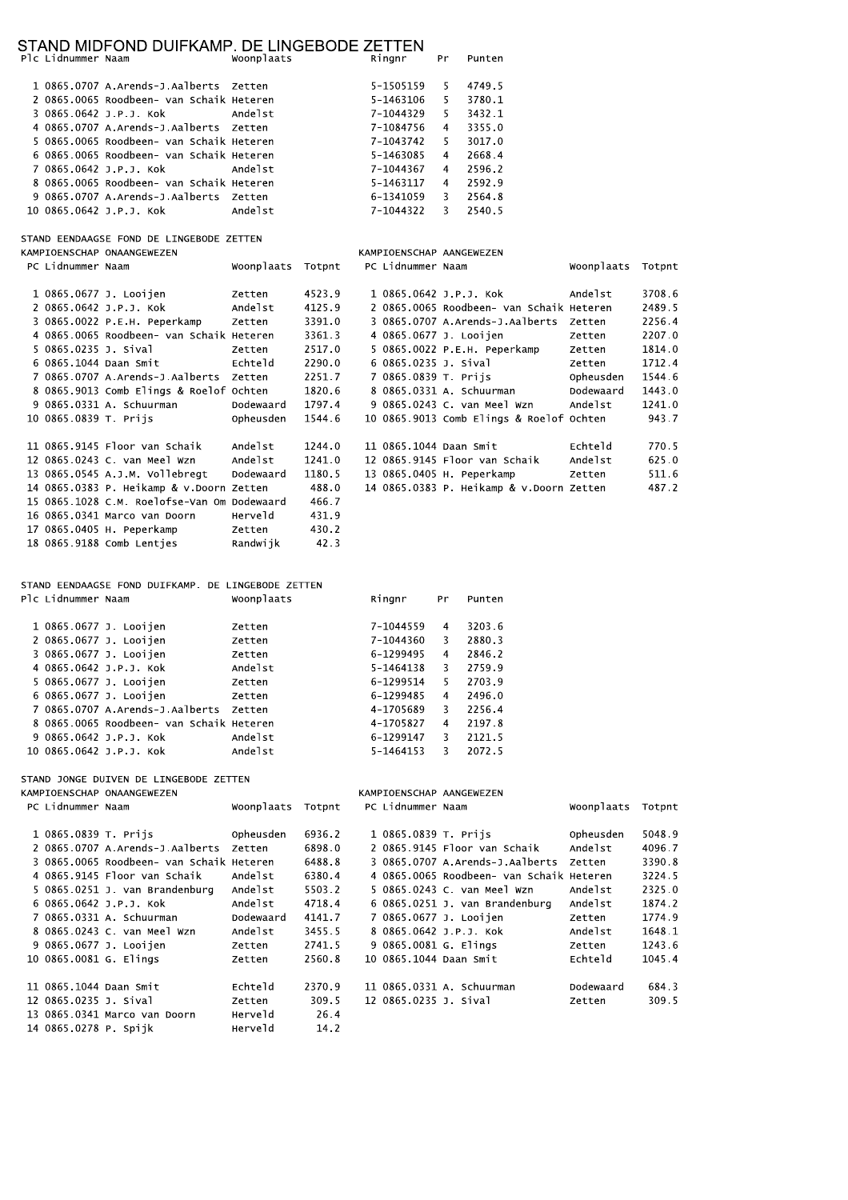# STAND MIDFOND DUIFKAMP. DE LINGEBODE ZETTEN

| Plc | Lidnummer | Naam | Woonplaats | Ringnr | Pr | Punten |
|---|---|---|---|---|---|---|
| 1 | 0865.0707 | A.Arends-J.Aalberts | Zetten | 5-1505159 | 5 | 4749.5 |
| 2 | 0865.0065 | Roodbeen- van Schaik | Heteren | 5-1463106 | 5 | 3780.1 |
| 3 | 0865.0642 | J.P.J. Kok | Andelst | 7-1044329 | 5 | 3432.1 |
| 4 | 0865.0707 | A.Arends-J.Aalberts | Zetten | 7-1084756 | 4 | 3355.0 |
| 5 | 0865.0065 | Roodbeen- van Schaik | Heteren | 7-1043742 | 5 | 3017.0 |
| 6 | 0865.0065 | Roodbeen- van Schaik | Heteren | 5-1463085 | 4 | 2668.4 |
| 7 | 0865.0642 | J.P.J. Kok | Andelst | 7-1044367 | 4 | 2596.2 |
| 8 | 0865.0065 | Roodbeen- van Schaik | Heteren | 5-1463117 | 4 | 2592.9 |
| 9 | 0865.0707 | A.Arends-J.Aalberts | Zetten | 6-1341059 | 3 | 2564.8 |
| 10 | 0865.0642 | J.P.J. Kok | Andelst | 7-1044322 | 3 | 2540.5 |

## STAND EENDAAGSE FOND DE LINGEBODE ZETTEN

### KAMPIOENSCHAP ONAANGEWEZEN

| PC | Lidnummer | Naam | Woonplaats | Totpnt |
|---|---|---|---|---|
| 1 | 0865.0677 | J. Looijen | Zetten | 4523.9 |
| 2 | 0865.0642 | J.P.J. Kok | Andelst | 4125.9 |
| 3 | 0865.0022 | P.E.H. Peperkamp | Zetten | 3391.0 |
| 4 | 0865.0065 | Roodbeen- van Schaik | Heteren | 3361.3 |
| 5 | 0865.0235 | J. Sival | Zetten | 2517.0 |
| 6 | 0865.1044 | Daan Smit | Echteld | 2290.0 |
| 7 | 0865.0707 | A.Arends-J.Aalberts | Zetten | 2251.7 |
| 8 | 0865.9013 | Comb Elings & Roelof | Ochten | 1820.6 |
| 9 | 0865.0331 | A. Schuurman | Dodewaard | 1797.4 |
| 10 | 0865.0839 | T. Prijs | Opheusden | 1544.6 |
| 11 | 0865.9145 | Floor van Schaik | Andelst | 1244.0 |
| 12 | 0865.0243 | C. van Meel Wzn | Andelst | 1241.0 |
| 13 | 0865.0545 | A.J.M. Vollebregt | Dodewaard | 1180.5 |
| 14 | 0865.0383 | P. Heikamp & v.Doorn | Zetten | 488.0 |
| 15 | 0865.1028 | C.M. Roelofse-Van Om | Dodewaard | 466.7 |
| 16 | 0865.0341 | Marco van Doorn | Herveld | 431.9 |
| 17 | 0865.0405 | H. Peperkamp | Zetten | 430.2 |
| 18 | 0865.9188 | Comb Lentjes | Randwijk | 42.3 |

### KAMPIOENSCHAP AANGEWEZEN

| PC | Lidnummer | Naam | Woonplaats | Totpnt |
|---|---|---|---|---|
| 1 | 0865.0642 | J.P.J. Kok | Andelst | 3708.6 |
| 2 | 0865.0065 | Roodbeen- van Schaik | Heteren | 2489.5 |
| 3 | 0865.0707 | A.Arends-J.Aalberts | Zetten | 2256.4 |
| 4 | 0865.0677 | J. Looijen | Zetten | 2207.0 |
| 5 | 0865.0022 | P.E.H. Peperkamp | Zetten | 1814.0 |
| 6 | 0865.0235 | J. Sival | Zetten | 1712.4 |
| 7 | 0865.0839 | T. Prijs | Opheusden | 1544.6 |
| 8 | 0865.0331 | A. Schuurman | Dodewaard | 1443.0 |
| 9 | 0865.0243 | C. van Meel Wzn | Andelst | 1241.0 |
| 10 | 0865.9013 | Comb Elings & Roelof | Ochten | 943.7 |
| 11 | 0865.1044 | Daan Smit | Echteld | 770.5 |
| 12 | 0865.9145 | Floor van Schaik | Andelst | 625.0 |
| 13 | 0865.0405 | H. Peperkamp | Zetten | 511.6 |
| 14 | 0865.0383 | P. Heikamp & v.Doorn | Zetten | 487.2 |

## STAND EENDAAGSE FOND DUIFKAMP. DE LINGEBODE ZETTEN

| Plc | Lidnummer | Naam | Woonplaats | Ringnr | Pr | Punten |
|---|---|---|---|---|---|---|
| 1 | 0865.0677 | J. Looijen | Zetten | 7-1044559 | 4 | 3203.6 |
| 2 | 0865.0677 | J. Looijen | Zetten | 7-1044360 | 3 | 2880.3 |
| 3 | 0865.0677 | J. Looijen | Zetten | 6-1299495 | 4 | 2846.2 |
| 4 | 0865.0642 | J.P.J. Kok | Andelst | 5-1464138 | 3 | 2759.9 |
| 5 | 0865.0677 | J. Looijen | Zetten | 6-1299514 | 5 | 2703.9 |
| 6 | 0865.0677 | J. Looijen | Zetten | 6-1299485 | 4 | 2496.0 |
| 7 | 0865.0707 | A.Arends-J.Aalberts | Zetten | 4-1705689 | 3 | 2256.4 |
| 8 | 0865.0065 | Roodbeen- van Schaik | Heteren | 4-1705827 | 4 | 2197.8 |
| 9 | 0865.0642 | J.P.J. Kok | Andelst | 6-1299147 | 3 | 2121.5 |
| 10 | 0865.0642 | J.P.J. Kok | Andelst | 5-1464153 | 3 | 2072.5 |

## STAND JONGE DUIVEN DE LINGEBODE ZETTEN

### KAMPIOENSCHAP ONAANGEWEZEN

| PC | Lidnummer | Naam | Woonplaats | Totpnt |
|---|---|---|---|---|
| 1 | 0865.0839 | T. Prijs | Opheusden | 6936.2 |
| 2 | 0865.0707 | A.Arends-J.Aalberts | Zetten | 6898.0 |
| 3 | 0865.0065 | Roodbeen- van Schaik | Heteren | 6488.8 |
| 4 | 0865.9145 | Floor van Schaik | Andelst | 6380.4 |
| 5 | 0865.0251 | J. van Brandenburg | Andelst | 5503.2 |
| 6 | 0865.0642 | J.P.J. Kok | Andelst | 4718.4 |
| 7 | 0865.0331 | A. Schuurman | Dodewaard | 4141.7 |
| 8 | 0865.0243 | C. van Meel Wzn | Andelst | 3455.5 |
| 9 | 0865.0677 | J. Looijen | Zetten | 2741.5 |
| 10 | 0865.0081 | G. Elings | Zetten | 2560.8 |
| 11 | 0865.1044 | Daan Smit | Echteld | 2370.9 |
| 12 | 0865.0235 | J. Sival | Zetten | 309.5 |
| 13 | 0865.0341 | Marco van Doorn | Herveld | 26.4 |
| 14 | 0865.0278 | P. Spijk | Herveld | 14.2 |

### KAMPIOENSCHAP AANGEWEZEN

| PC | Lidnummer | Naam | Woonplaats | Totpnt |
|---|---|---|---|---|
| 1 | 0865.0839 | T. Prijs | Opheusden | 5048.9 |
| 2 | 0865.9145 | Floor van Schaik | Andelst | 4096.7 |
| 3 | 0865.0707 | A.Arends-J.Aalberts | Zetten | 3390.8 |
| 4 | 0865.0065 | Roodbeen- van Schaik | Heteren | 3224.5 |
| 5 | 0865.0243 | C. van Meel Wzn | Andelst | 2325.0 |
| 6 | 0865.0251 | J. van Brandenburg | Andelst | 1874.2 |
| 7 | 0865.0677 | J. Looijen | Zetten | 1774.9 |
| 8 | 0865.0642 | J.P.J. Kok | Andelst | 1648.1 |
| 9 | 0865.0081 | G. Elings | Zetten | 1243.6 |
| 10 | 0865.1044 | Daan Smit | Echteld | 1045.4 |
| 11 | 0865.0331 | A. Schuurman | Dodewaard | 684.3 |
| 12 | 0865.0235 | J. Sival | Zetten | 309.5 |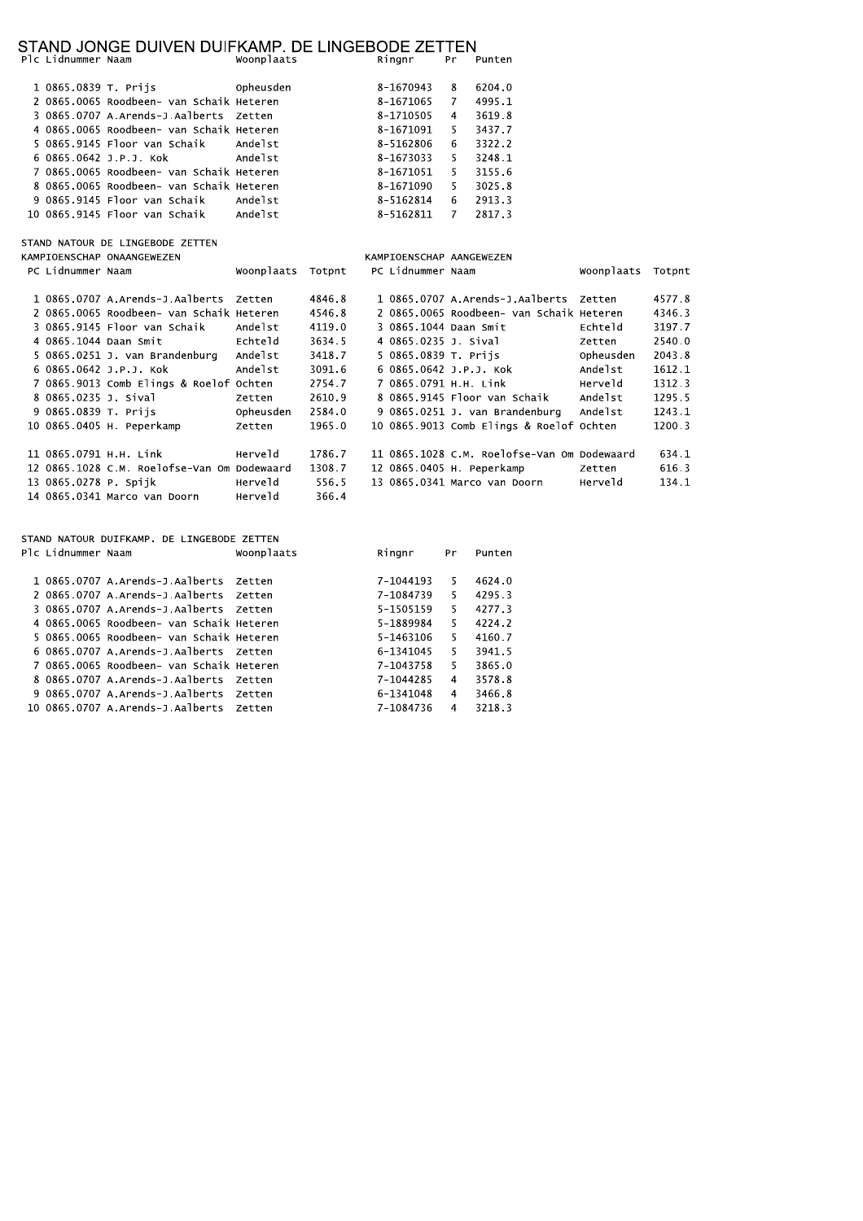# STAND JONGE DUIVEN DUIFKAMP. DE LINGEBODE ZETTEN

| Plc | Lidnummer | Naam | Woonplaats | Ringnr | Pr | Punten |
|---|---|---|---|---|---|---|
| 1 | 0865.0839 | T. Prijs | Opheusden | 8-1670943 | 8 | 6204.0 |
| 2 | 0865.0065 | Roodbeen- van Schaik | Heteren | 8-1671065 | 7 | 4995.1 |
| 3 | 0865.0707 | A.Arends-J.Aalberts | Zetten | 8-1710505 | 4 | 3619.8 |
| 4 | 0865.0065 | Roodbeen- van Schaik | Heteren | 8-1671091 | 5 | 3437.7 |
| 5 | 0865.9145 | Floor van Schaik | Andelst | 8-5162806 | 6 | 3322.2 |
| 6 | 0865.0642 | J.P.J. Kok | Andelst | 8-1673033 | 5 | 3248.1 |
| 7 | 0865.0065 | Roodbeen- van Schaik | Heteren | 8-1671051 | 5 | 3155.6 |
| 8 | 0865.0065 | Roodbeen- van Schaik | Heteren | 8-1671090 | 5 | 3025.8 |
| 9 | 0865.9145 | Floor van Schaik | Andelst | 8-5162814 | 6 | 2913.3 |
| 10 | 0865.9145 | Floor van Schaik | Andelst | 8-5162811 | 7 | 2817.3 |

## STAND NATOUR DE LINGEBODE ZETTEN

### KAMPIOENSCHAP ONAANGEWEZEN

| PC | Lidnummer | Naam | Woonplaats | Totpnt |
|---|---|---|---|---|
| 1 | 0865.0707 | A.Arends-J.Aalberts | Zetten | 4846.8 |
| 2 | 0865.0065 | Roodbeen- van Schaik | Heteren | 4546.8 |
| 3 | 0865.9145 | Floor van Schaik | Andelst | 4119.0 |
| 4 | 0865.1044 | Daan Smit | Echteld | 3634.5 |
| 5 | 0865.0251 | J. van Brandenburg | Andelst | 3418.7 |
| 6 | 0865.0642 | J.P.J. Kok | Andelst | 3091.6 |
| 7 | 0865.9013 | Comb Elings & Roelof | Ochten | 2754.7 |
| 8 | 0865.0235 | J. Sival | Zetten | 2610.9 |
| 9 | 0865.0839 | T. Prijs | Opheusden | 2584.0 |
| 10 | 0865.0405 | H. Peperkamp | Zetten | 1965.0 |
| 11 | 0865.0791 | H.H. Link | Herveld | 1786.7 |
| 12 | 0865.1028 | C.M. Roelofse-Van Om | Dodewaard | 1308.7 |
| 13 | 0865.0278 | P. Spijk | Herveld | 556.5 |
| 14 | 0865.0341 | Marco van Doorn | Herveld | 366.4 |

### KAMPIOENSCHAP AANGEWEZEN

| PC | Lidnummer | Naam | Woonplaats | Totpnt |
|---|---|---|---|---|
| 1 | 0865.0707 | A.Arends-J.Aalberts | Zetten | 4577.8 |
| 2 | 0865.0065 | Roodbeen- van Schaik | Heteren | 4346.3 |
| 3 | 0865.1044 | Daan Smit | Echteld | 3197.7 |
| 4 | 0865.0235 | J. Sival | Zetten | 2540.0 |
| 5 | 0865.0839 | T. Prijs | Opheusden | 2043.8 |
| 6 | 0865.0642 | J.P.J. Kok | Andelst | 1612.1 |
| 7 | 0865.0791 | H.H. Link | Herveld | 1312.3 |
| 8 | 0865.9145 | Floor van Schaik | Andelst | 1295.5 |
| 9 | 0865.0251 | J. van Brandenburg | Andelst | 1243.1 |
| 10 | 0865.9013 | Comb Elings & Roelof | Ochten | 1200.3 |
| 11 | 0865.1028 | C.M. Roelofse-Van Om | Dodewaard | 634.1 |
| 12 | 0865.0405 | H. Peperkamp | Zetten | 616.3 |
| 13 | 0865.0341 | Marco van Doorn | Herveld | 134.1 |

## STAND NATOUR DUIFKAMP. DE LINGEBODE ZETTEN

| Plc | Lidnummer | Naam | Woonplaats | Ringnr | Pr | Punten |
|---|---|---|---|---|---|---|
| 1 | 0865.0707 | A.Arends-J.Aalberts | Zetten | 7-1044193 | 5 | 4624.0 |
| 2 | 0865.0707 | A.Arends-J.Aalberts | Zetten | 7-1084739 | 5 | 4295.3 |
| 3 | 0865.0707 | A.Arends-J.Aalberts | Zetten | 5-1505159 | 5 | 4277.3 |
| 4 | 0865.0065 | Roodbeen- van Schaik | Heteren | 5-1889984 | 5 | 4224.2 |
| 5 | 0865.0065 | Roodbeen- van Schaik | Heteren | 5-1463106 | 5 | 4160.7 |
| 6 | 0865.0707 | A.Arends-J.Aalberts | Zetten | 6-1341045 | 5 | 3941.5 |
| 7 | 0865.0065 | Roodbeen- van Schaik | Heteren | 7-1043758 | 5 | 3865.0 |
| 8 | 0865.0707 | A.Arends-J.Aalberts | Zetten | 7-1044285 | 4 | 3578.8 |
| 9 | 0865.0707 | A.Arends-J.Aalberts | Zetten | 6-1341048 | 4 | 3466.8 |
| 10 | 0865.0707 | A.Arends-J.Aalberts | Zetten | 7-1084736 | 4 | 3218.3 |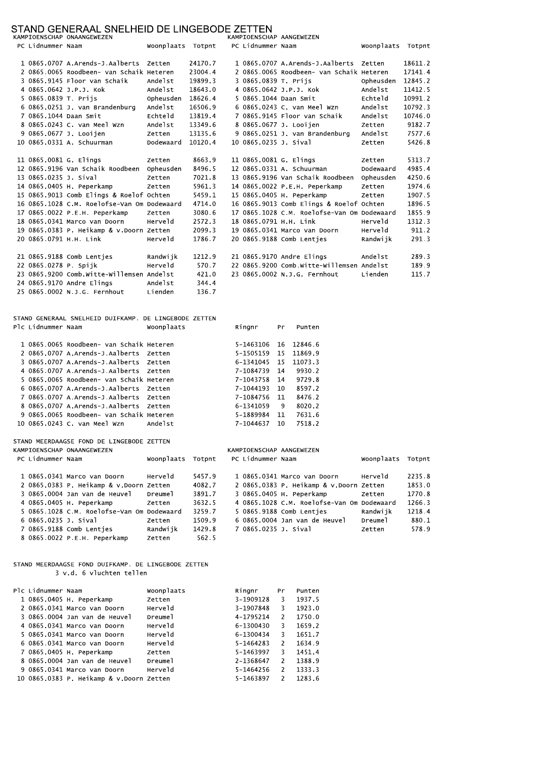# STAND GENERAAL SNELHEID DE LINGEBODE ZETTEN

KAMPIOENSCHAP ONAANGEWEZEN

| PC | Lidnummer | Naam | Woonplaats | Totpnt |
|---|---|---|---|---|
| 1 | 0865.0707 | A.Arends-J.Aalberts | Zetten | 24170.7 |
| 2 | 0865.0065 | Roodbeen- van Schaik | Heteren | 23004.4 |
| 3 | 0865.9145 | Floor van Schaik | Andelst | 19899.3 |
| 4 | 0865.0642 | J.P.J. Kok | Andelst | 18643.0 |
| 5 | 0865.0839 | T. Prijs | Opheusden | 18626.4 |
| 6 | 0865.0251 | J. van Brandenburg | Andelst | 16506.9 |
| 7 | 0865.1044 | Daan Smit | Echteld | 13819.4 |
| 8 | 0865.0243 | C. van Meel Wzn | Andelst | 13349.6 |
| 9 | 0865.0677 | J. Looijen | Zetten | 13135.6 |
| 10 | 0865.0331 | A. Schuurman | Dodewaard | 10120.4 |
| 11 | 0865.0081 | G. Elings | Zetten | 8663.9 |
| 12 | 0865.9196 | Van Schaik Roodbeen | Opheusden | 8496.5 |
| 13 | 0865.0235 | J. Sival | Zetten | 7021.8 |
| 14 | 0865.0405 | H. Peperkamp | Zetten | 5961.3 |
| 15 | 0865.9013 | Comb Elings & Roelof | Ochten | 5459.1 |
| 16 | 0865.1028 | C.M. Roelofse-Van Om | Dodewaard | 4714.0 |
| 17 | 0865.0022 | P.E.H. Peperkamp | Zetten | 3080.6 |
| 18 | 0865.0341 | Marco van Doorn | Herveld | 2572.3 |
| 19 | 0865.0383 | P. Heikamp & v.Doorn | Zetten | 2099.3 |
| 20 | 0865.0791 | H.H. Link | Herveld | 1786.7 |
| 21 | 0865.9188 | Comb Lentjes | Randwijk | 1212.9 |
| 22 | 0865.0278 | P. Spijk | Herveld | 570.7 |
| 23 | 0865.9200 | Comb.Witte-Willemsen | Andelst | 421.0 |
| 24 | 0865.9170 | Andre Elings | Andelst | 344.4 |
| 25 | 0865.0002 | N.J.G. Fernhout | Lienden | 136.7 |

KAMPIOENSCHAP AANGEWEZEN

| PC | Lidnummer | Naam | Woonplaats | Totpnt |
|---|---|---|---|---|
| 1 | 0865.0707 | A.Arends-J.Aalberts | Zetten | 18611.2 |
| 2 | 0865.0065 | Roodbeen- van Schaik | Heteren | 17141.4 |
| 3 | 0865.0839 | T. Prijs | Opheusden | 12845.2 |
| 4 | 0865.0642 | J.P.J. Kok | Andelst | 11412.5 |
| 5 | 0865.1044 | Daan Smit | Echteld | 10991.2 |
| 6 | 0865.0243 | C. van Meel Wzn | Andelst | 10792.3 |
| 7 | 0865.9145 | Floor van Schaik | Andelst | 10746.0 |
| 8 | 0865.0677 | J. Looijen | Zetten | 9182.7 |
| 9 | 0865.0251 | J. van Brandenburg | Andelst | 7577.6 |
| 10 | 0865.0235 | J. Sival | Zetten | 5426.8 |
| 11 | 0865.0081 | G. Elings | Zetten | 5313.7 |
| 12 | 0865.0331 | A. Schuurman | Dodewaard | 4985.4 |
| 13 | 0865.9196 | Van Schaik Roodbeen | Opheusden | 4250.6 |
| 14 | 0865.0022 | P.E.H. Peperkamp | Zetten | 1974.6 |
| 15 | 0865.0405 | H. Peperkamp | Zetten | 1907.5 |
| 16 | 0865.9013 | Comb Elings & Roelof | Ochten | 1896.5 |
| 17 | 0865.1028 | C.M. Roelofse-Van Om | Dodewaard | 1855.9 |
| 18 | 0865.0791 | H.H. Link | Herveld | 1312.3 |
| 19 | 0865.0341 | Marco van Doorn | Herveld | 911.2 |
| 20 | 0865.9188 | Comb Lentjes | Randwijk | 291.3 |
| 21 | 0865.9170 | Andre Elings | Andelst | 289.3 |
| 22 | 0865.9200 | Comb.Witte-Willemsen | Andelst | 189.9 |
| 23 | 0865.0002 | N.J.G. Fernhout | Lienden | 115.7 |

## STAND GENERAAL SNELHEID DUIFKAMP. DE LINGEBODE ZETTEN

| Plc | Lidnummer | Naam | Woonplaats | Ringnr | Pr | Punten |
|---|---|---|---|---|---|---|
| 1 | 0865.0065 | Roodbeen- van Schaik | Heteren | 5-1463106 | 16 | 12846.6 |
| 2 | 0865.0707 | A.Arends-J.Aalberts | Zetten | 5-1505159 | 15 | 11869.9 |
| 3 | 0865.0707 | A.Arends-J.Aalberts | Zetten | 6-1341045 | 15 | 11073.3 |
| 4 | 0865.0707 | A.Arends-J.Aalberts | Zetten | 7-1084739 | 14 | 9930.2 |
| 5 | 0865.0065 | Roodbeen- van Schaik | Heteren | 7-1043758 | 14 | 9729.8 |
| 6 | 0865.0707 | A.Arends-J.Aalberts | Zetten | 7-1044193 | 10 | 8597.2 |
| 7 | 0865.0707 | A.Arends-J.Aalberts | Zetten | 7-1084756 | 11 | 8476.2 |
| 8 | 0865.0707 | A.Arends-J.Aalberts | Zetten | 6-1341059 | 9 | 8020.2 |
| 9 | 0865.0065 | Roodbeen- van Schaik | Heteren | 5-1889984 | 11 | 7631.6 |
| 10 | 0865.0243 | C. van Meel Wzn | Andelst | 7-1044637 | 10 | 7518.2 |

## STAND MEERDAAGSE FOND DE LINGEBODE ZETTEN

KAMPIOENSCHAP ONAANGEWEZEN

| PC | Lidnummer | Naam | Woonplaats | Totpnt |
|---|---|---|---|---|
| 1 | 0865.0341 | Marco van Doorn | Herveld | 5457.9 |
| 2 | 0865.0383 | P. Heikamp & v.Doorn | Zetten | 4082.7 |
| 3 | 0865.0004 | Jan van de Heuvel | Dreumel | 3891.7 |
| 4 | 0865.0405 | H. Peperkamp | Zetten | 3632.5 |
| 5 | 0865.1028 | C.M. Roelofse-Van Om | Dodewaard | 3259.7 |
| 6 | 0865.0235 | J. Sival | Zetten | 1509.9 |
| 7 | 0865.9188 | Comb Lentjes | Randwijk | 1429.8 |
| 8 | 0865.0022 | P.E.H. Peperkamp | Zetten | 562.5 |

KAMPIOENSCHAP AANGEWEZEN

| PC | Lidnummer | Naam | Woonplaats | Totpnt |
|---|---|---|---|---|
| 1 | 0865.0341 | Marco van Doorn | Herveld | 2235.8 |
| 2 | 0865.0383 | P. Heikamp & v.Doorn | Zetten | 1853.0 |
| 3 | 0865.0405 | H. Peperkamp | Zetten | 1770.8 |
| 4 | 0865.1028 | C.M. Roelofse-Van Om | Dodewaard | 1266.3 |
| 5 | 0865.9188 | Comb Lentjes | Randwijk | 1218.4 |
| 6 | 0865.0004 | Jan van de Heuvel | Dreumel | 880.1 |
| 7 | 0865.0235 | J. Sival | Zetten | 578.9 |

## STAND MEERDAAGSE FOND DUIFKAMP. DE LINGEBODE ZETTEN

3 v.d. 6 vluchten tellen

| Plc | Lidnummer | Naam | Woonplaats | Ringnr | Pr | Punten |
|---|---|---|---|---|---|---|
| 1 | 0865.0405 | H. Peperkamp | Zetten | 3-1909128 | 3 | 1937.5 |
| 2 | 0865.0341 | Marco van Doorn | Herveld | 3-1907848 | 3 | 1923.0 |
| 3 | 0865.0004 | Jan van de Heuvel | Dreumel | 4-1795214 | 2 | 1750.0 |
| 4 | 0865.0341 | Marco van Doorn | Herveld | 6-1300430 | 3 | 1659.2 |
| 5 | 0865.0341 | Marco van Doorn | Herveld | 6-1300434 | 3 | 1651.7 |
| 6 | 0865.0341 | Marco van Doorn | Herveld | 5-1464283 | 2 | 1634.9 |
| 7 | 0865.0405 | H. Peperkamp | Zetten | 5-1463997 | 3 | 1451.4 |
| 8 | 0865.0004 | Jan van de Heuvel | Dreumel | 2-1368647 | 2 | 1388.9 |
| 9 | 0865.0341 | Marco van Doorn | Herveld | 5-1464256 | 2 | 1333.3 |
| 10 | 0865.0383 | P. Heikamp & v.Doorn | Zetten | 5-1463897 | 2 | 1283.6 |